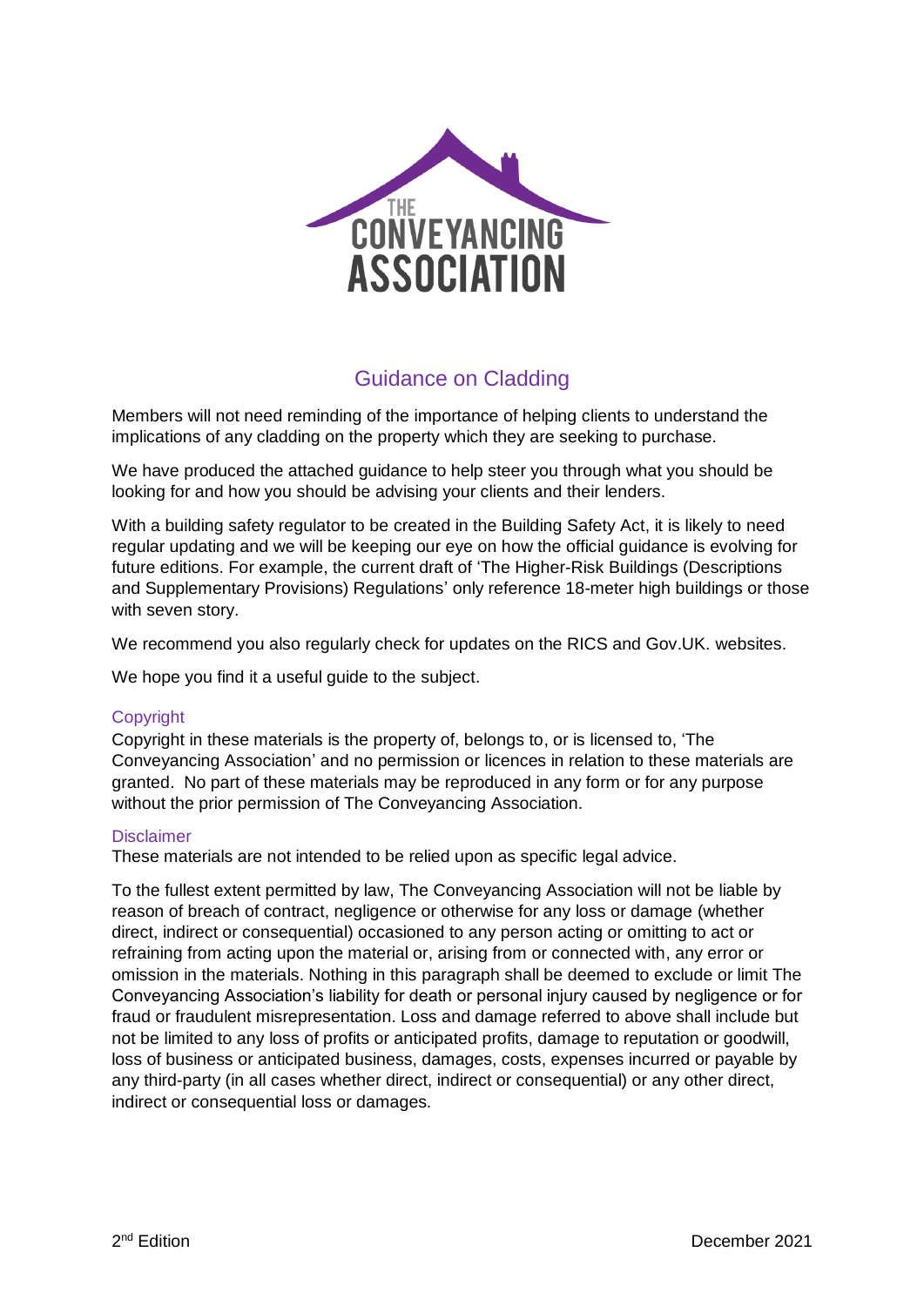# Guidance on Cladding

Members will not need reminding of the importance of helping clients to understand the implications of any cladding on the property which they are seeking to purchase.

We have produced the attached guidance to help steer you through what you should be looking for and how you should be advising your clients and their lenders.

With a building safety regulator to be created in the Building Safety Act, it is likely to need regular updating and we will be keeping our eye on how the official guidance is evolving for future editions. For example, the current draft of 'The Higher-Risk Buildings (Descriptions and Supplementary Provisions) Regulations' only reference 18-meter high buildings or those with seven story.

We recommend you also regularly check for updates on the RICS and Gov.UK. websites.

We hope you find it a useful guide to the subject.

## Copyright

Copyright in these materials is the property of, belongs to, or is licensed to, 'The Conveyancing Association' and no permission or licences in relation to these materials are granted. No part of these materials may be reproduced in any form or for any purpose without the prior permission of The Conveyancing Association.

## Disclaimer

These materials are not intended to be relied upon as specific legal advice.

To the fullest extent permitted by law, The Conveyancing Association will not be liable by reason of breach of contract, negligence or otherwise for any loss or damage (whether direct, indirect or consequential) occasioned to any person acting or omitting to act or refraining from acting upon the material or, arising from or connected with, any error or omission in the materials. Nothing in this paragraph shall be deemed to exclude or limit The Conveyancing Association's liability for death or personal injury caused by negligence or for fraud or fraudulent misrepresentation. Loss and damage referred to above shall include but not be limited to any loss of profits or anticipated profits, damage to reputation or goodwill, loss of business or anticipated business, damages, costs, expenses incurred or payable by any third-party (in all cases whether direct, indirect or consequential) or any other direct, indirect or consequential loss or damages.

2nd Edition December 2021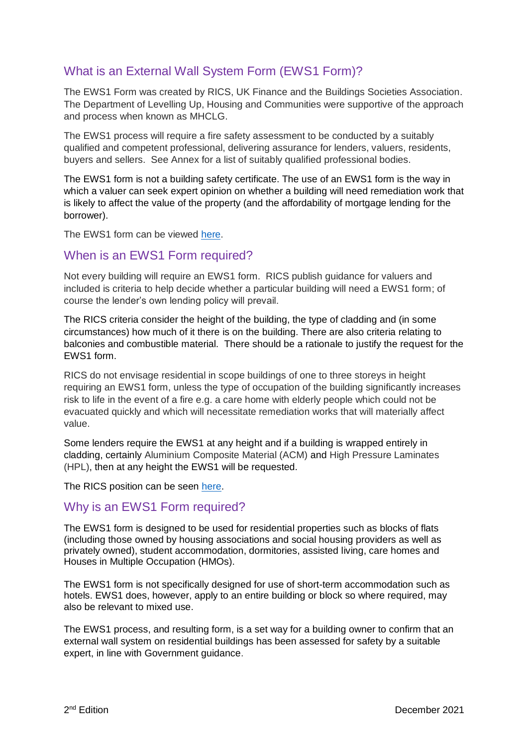## What is an External Wall System Form (EWS1 Form)?

The EWS1 Form was created by RICS, UK Finance and the Buildings Societies Association. The Department of Levelling Up, Housing and Communities were supportive of the approach and process when known as MHCLG.

The EWS1 process will require a fire safety assessment to be conducted by a suitably qualified and competent professional, delivering assurance for lenders, valuers, residents, buyers and sellers. See Annex for a list of suitably qualified professional bodies.

The EWS1 form is not a building safety certificate. The use of an EWS1 form is the way in which a valuer can seek expert opinion on whether a building will need remediation work that is likely to affect the value of the property (and the affordability of mortgage lending for the borrower).

The EWS1 form can be viewed here.

## When is an EWS1 Form required?

Not every building will require an EWS1 form. RICS publish guidance for valuers and included is criteria to help decide whether a particular building will need a EWS1 form; of course the lender's own lending policy will prevail.

The RICS criteria consider the height of the building, the type of cladding and (in some circumstances) how much of it there is on the building. There are also criteria relating to balconies and combustible material. There should be a rationale to justify the request for the EWS1 form.

RICS do not envisage residential in scope buildings of one to three storeys in height requiring an EWS1 form, unless the type of occupation of the building significantly increases risk to life in the event of a fire e.g. a care home with elderly people which could not be evacuated quickly and which will necessitate remediation works that will materially affect value.

Some lenders require the EWS1 at any height and if a building is wrapped entirely in cladding, certainly Aluminium Composite Material (ACM) and High Pressure Laminates (HPL), then at any height the EWS1 will be requested.

The RICS position can be seen here.

## Why is an EWS1 Form required?

The EWS1 form is designed to be used for residential properties such as blocks of flats (including those owned by housing associations and social housing providers as well as privately owned), student accommodation, dormitories, assisted living, care homes and Houses in Multiple Occupation (HMOs).

The EWS1 form is not specifically designed for use of short-term accommodation such as hotels. EWS1 does, however, apply to an entire building or block so where required, may also be relevant to mixed use.

The EWS1 process, and resulting form, is a set way for a building owner to confirm that an external wall system on residential buildings has been assessed for safety by a suitable expert, in line with Government guidance.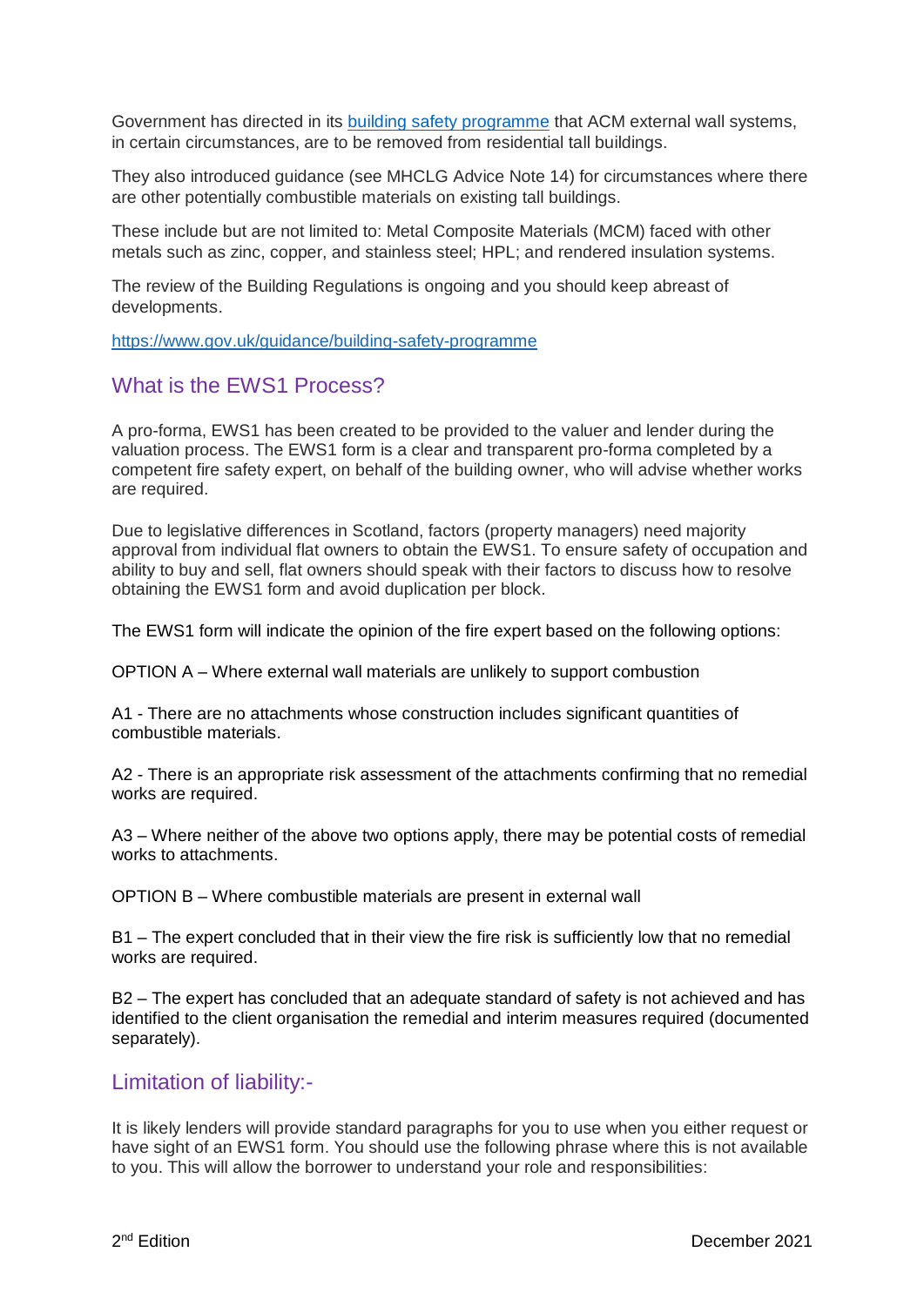Government has directed in its [building safety programme](https://www.gov.uk/guidance/building-safety-programme) that ACM external wall systems, in certain circumstances, are to be removed from residential tall buildings.

They also introduced guidance (see MHCLG Advice Note 14) for circumstances where there are other potentially combustible materials on existing tall buildings.

These include but are not limited to: Metal Composite Materials (MCM) faced with other metals such as zinc, copper, and stainless steel; HPL; and rendered insulation systems.

The review of the Building Regulations is ongoing and you should keep abreast of developments.

https://www.gov.uk/guidance/building-safety-programme

## What is the EWS1 Process?

A pro-forma, EWS1 has been created to be provided to the valuer and lender during the valuation process. The EWS1 form is a clear and transparent pro-forma completed by a competent fire safety expert, on behalf of the building owner, who will advise whether works are required.

Due to legislative differences in Scotland, factors (property managers) need majority approval from individual flat owners to obtain the EWS1. To ensure safety of occupation and ability to buy and sell, flat owners should speak with their factors to discuss how to resolve obtaining the EWS1 form and avoid duplication per block.

The EWS1 form will indicate the opinion of the fire expert based on the following options:

OPTION A – Where external wall materials are unlikely to support combustion

A1 - There are no attachments whose construction includes significant quantities of combustible materials.

A2 - There is an appropriate risk assessment of the attachments confirming that no remedial works are required.

A3 – Where neither of the above two options apply, there may be potential costs of remedial works to attachments.

OPTION B – Where combustible materials are present in external wall

B1 – The expert concluded that in their view the fire risk is sufficiently low that no remedial works are required.

B2 – The expert has concluded that an adequate standard of safety is not achieved and has identified to the client organisation the remedial and interim measures required (documented separately).

## Limitation of liability:-

It is likely lenders will provide standard paragraphs for you to use when you either request or have sight of an EWS1 form. You should use the following phrase where this is not available to you. This will allow the borrower to understand your role and responsibilities: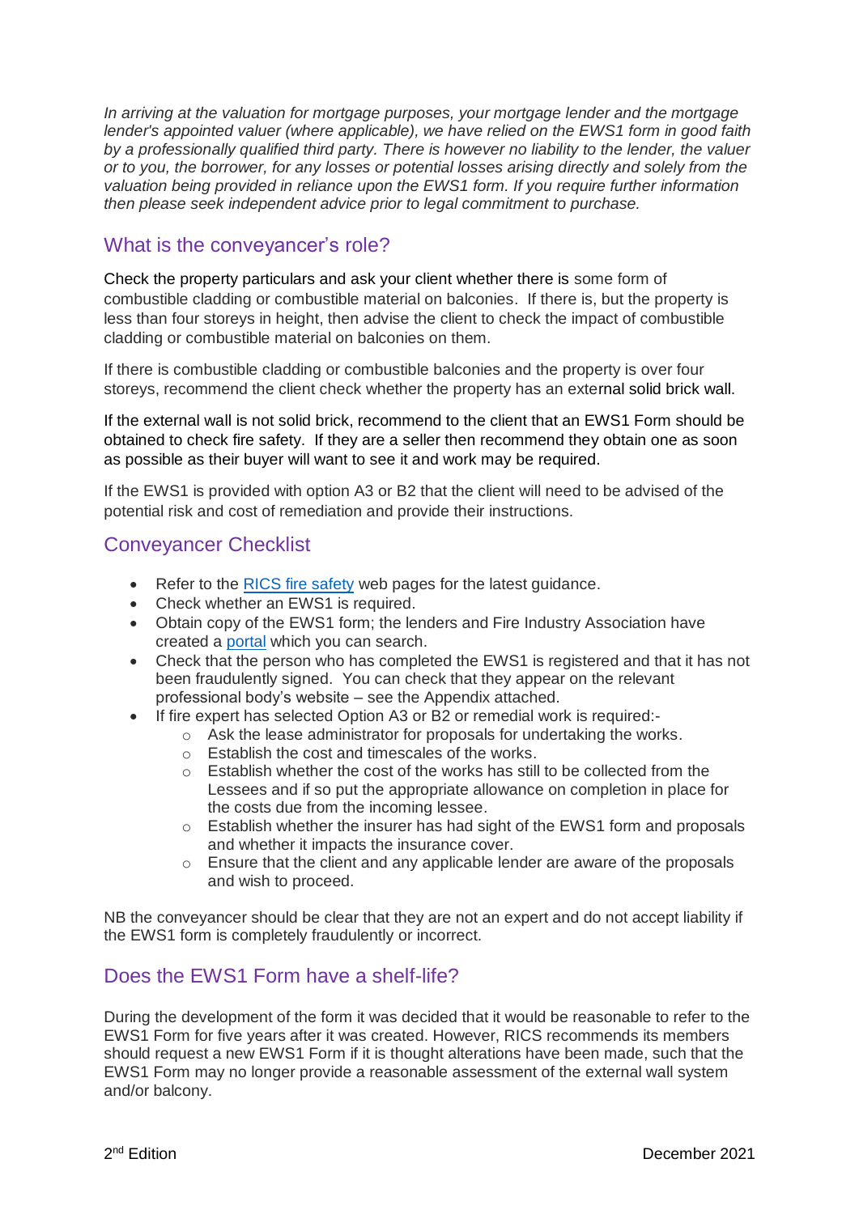*In arriving at the valuation for mortgage purposes, your mortgage lender and the mortgage lender's appointed valuer (where applicable), we have relied on the EWS1 form in good faith by a professionally qualified third party. There is however no liability to the lender, the valuer or to you, the borrower, for any losses or potential losses arising directly and solely from the valuation being provided in reliance upon the EWS1 form. If you require further information then please seek independent advice prior to legal commitment to purchase.*

## What is the conveyancer's role?

Check the property particulars and ask your client whether there is some form of combustible cladding or combustible material on balconies. If there is, but the property is less than four storeys in height, then advise the client to check the impact of combustible cladding or combustible material on balconies on them.

If there is combustible cladding or combustible balconies and the property is over four storeys, recommend the client check whether the property has an external solid brick wall.

If the external wall is not solid brick, recommend to the client that an EWS1 Form should be obtained to check fire safety. If they are a seller then recommend they obtain one as soon as possible as their buyer will want to see it and work may be required.

If the EWS1 is provided with option A3 or B2 that the client will need to be advised of the potential risk and cost of remediation and provide their instructions.

## Conveyancer Checklist

- Refer to the [RICS fire safety] web pages for the latest guidance.
- Check whether an EWS1 is required.
- Obtain copy of the EWS1 form; the lenders and Fire Industry Association have created a [portal] which you can search.
- Check that the person who has completed the EWS1 is registered and that it has not been fraudulently signed. You can check that they appear on the relevant professional body's website – see the Appendix attached.
- If fire expert has selected Option A3 or B2 or remedial work is required:-
    - Ask the lease administrator for proposals for undertaking the works.
    - Establish the cost and timescales of the works.
    - Establish whether the cost of the works has still to be collected from the Lessees and if so put the appropriate allowance on completion in place for the costs due from the incoming lessee.
    - Establish whether the insurer has had sight of the EWS1 form and proposals and whether it impacts the insurance cover.
    - Ensure that the client and any applicable lender are aware of the proposals and wish to proceed.

NB the conveyancer should be clear that they are not an expert and do not accept liability if the EWS1 form is completely fraudulently or incorrect.

## Does the EWS1 Form have a shelf-life?

During the development of the form it was decided that it would be reasonable to refer to the EWS1 Form for five years after it was created. However, RICS recommends its members should request a new EWS1 Form if it is thought alterations have been made, such that the EWS1 Form may no longer provide a reasonable assessment of the external wall system and/or balcony.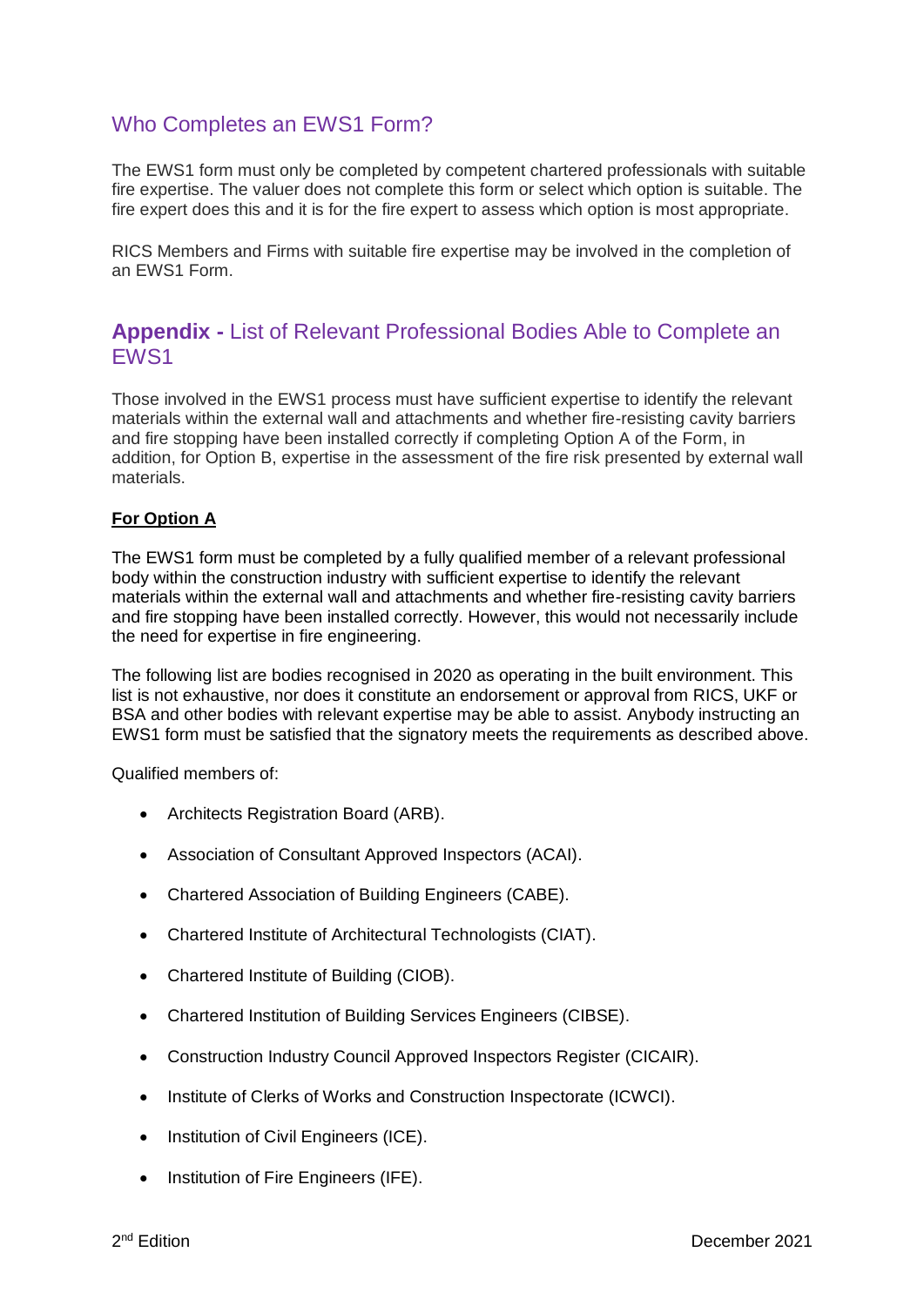## Who Completes an EWS1 Form?

The EWS1 form must only be completed by competent chartered professionals with suitable fire expertise. The valuer does not complete this form or select which option is suitable. The fire expert does this and it is for the fire expert to assess which option is most appropriate.

RICS Members and Firms with suitable fire expertise may be involved in the completion of an EWS1 Form.

## **Appendix -** List of Relevant Professional Bodies Able to Complete an EWS1

Those involved in the EWS1 process must have sufficient expertise to identify the relevant materials within the external wall and attachments and whether fire-resisting cavity barriers and fire stopping have been installed correctly if completing Option A of the Form, in addition, for Option B, expertise in the assessment of the fire risk presented by external wall materials.

**For Option A**

The EWS1 form must be completed by a fully qualified member of a relevant professional body within the construction industry with sufficient expertise to identify the relevant materials within the external wall and attachments and whether fire-resisting cavity barriers and fire stopping have been installed correctly. However, this would not necessarily include the need for expertise in fire engineering.

The following list are bodies recognised in 2020 as operating in the built environment. This list is not exhaustive, nor does it constitute an endorsement or approval from RICS, UKF or BSA and other bodies with relevant expertise may be able to assist. Anybody instructing an EWS1 form must be satisfied that the signatory meets the requirements as described above.

Qualified members of:

- Architects Registration Board (ARB).
- Association of Consultant Approved Inspectors (ACAI).
- Chartered Association of Building Engineers (CABE).
- Chartered Institute of Architectural Technologists (CIAT).
- Chartered Institute of Building (CIOB).
- Chartered Institution of Building Services Engineers (CIBSE).
- Construction Industry Council Approved Inspectors Register (CICAIR).
- Institute of Clerks of Works and Construction Inspectorate (ICWCI).
- Institution of Civil Engineers (ICE).
- Institution of Fire Engineers (IFE).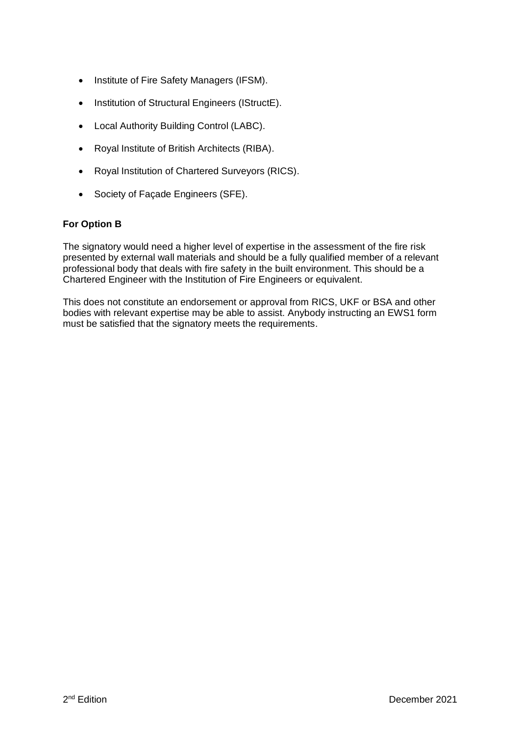- Institute of Fire Safety Managers (IFSM).
- Institution of Structural Engineers (IStructE).
- Local Authority Building Control (LABC).
- Royal Institute of British Architects (RIBA).
- Royal Institution of Chartered Surveyors (RICS).
- Society of Façade Engineers (SFE).

**For Option B**

The signatory would need a higher level of expertise in the assessment of the fire risk presented by external wall materials and should be a fully qualified member of a relevant professional body that deals with fire safety in the built environment. This should be a Chartered Engineer with the Institution of Fire Engineers or equivalent.

This does not constitute an endorsement or approval from RICS, UKF or BSA and other bodies with relevant expertise may be able to assist. Anybody instructing an EWS1 form must be satisfied that the signatory meets the requirements.